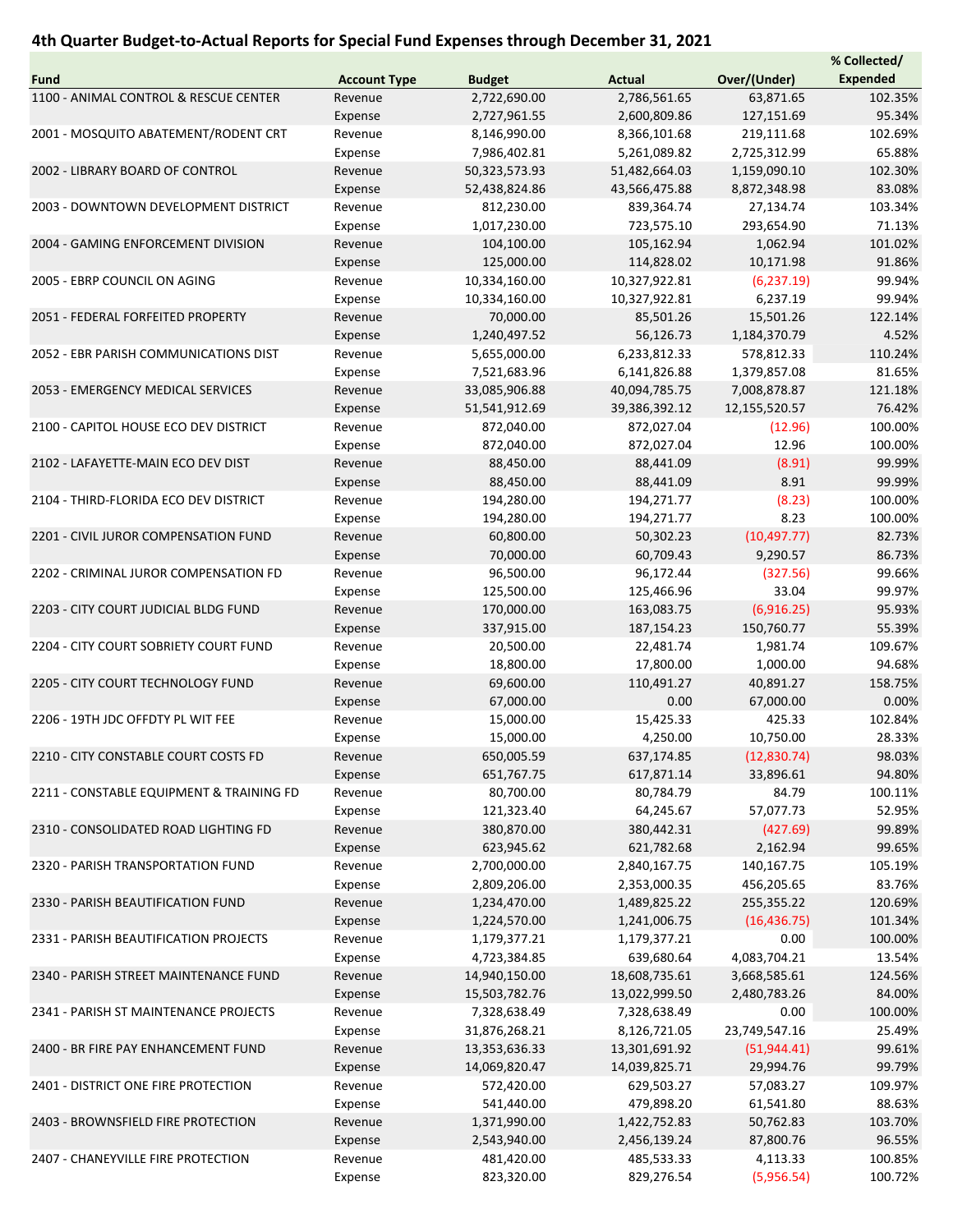# 4th Quarter Budget-to-Actual Reports for Special Fund Expenses through December 31, 2021

| Fund | Account Type | Budget | Actual | Over/(Under) | % Collected/ Expended |
|---|---|---|---|---|---|
| 1100 - ANIMAL CONTROL & RESCUE CENTER | Revenue | 2,722,690.00 | 2,786,561.65 | 63,871.65 | 102.35% |
| | Expense | 2,727,961.55 | 2,600,809.86 | 127,151.69 | 95.34% |
| 2001 - MOSQUITO ABATEMENT/RODENT CRT | Revenue | 8,146,990.00 | 8,366,101.68 | 219,111.68 | 102.69% |
| | Expense | 7,986,402.81 | 5,261,089.82 | 2,725,312.99 | 65.88% |
| 2002 - LIBRARY BOARD OF CONTROL | Revenue | 50,323,573.93 | 51,482,664.03 | 1,159,090.10 | 102.30% |
| | Expense | 52,438,824.86 | 43,566,475.88 | 8,872,348.98 | 83.08% |
| 2003 - DOWNTOWN DEVELOPMENT DISTRICT | Revenue | 812,230.00 | 839,364.74 | 27,134.74 | 103.34% |
| | Expense | 1,017,230.00 | 723,575.10 | 293,654.90 | 71.13% |
| 2004 - GAMING ENFORCEMENT DIVISION | Revenue | 104,100.00 | 105,162.94 | 1,062.94 | 101.02% |
| | Expense | 125,000.00 | 114,828.02 | 10,171.98 | 91.86% |
| 2005 - EBRP COUNCIL ON AGING | Revenue | 10,334,160.00 | 10,327,922.81 | (6,237.19) | 99.94% |
| | Expense | 10,334,160.00 | 10,327,922.81 | 6,237.19 | 99.94% |
| 2051 - FEDERAL FORFEITED PROPERTY | Revenue | 70,000.00 | 85,501.26 | 15,501.26 | 122.14% |
| | Expense | 1,240,497.52 | 56,126.73 | 1,184,370.79 | 4.52% |
| 2052 - EBR PARISH COMMUNICATIONS DIST | Revenue | 5,655,000.00 | 6,233,812.33 | 578,812.33 | 110.24% |
| | Expense | 7,521,683.96 | 6,141,826.88 | 1,379,857.08 | 81.65% |
| 2053 - EMERGENCY MEDICAL SERVICES | Revenue | 33,085,906.88 | 40,094,785.75 | 7,008,878.87 | 121.18% |
| | Expense | 51,541,912.69 | 39,386,392.12 | 12,155,520.57 | 76.42% |
| 2100 - CAPITOL HOUSE ECO DEV DISTRICT | Revenue | 872,040.00 | 872,027.04 | (12.96) | 100.00% |
| | Expense | 872,040.00 | 872,027.04 | 12.96 | 100.00% |
| 2102 - LAFAYETTE-MAIN ECO DEV DIST | Revenue | 88,450.00 | 88,441.09 | (8.91) | 99.99% |
| | Expense | 88,450.00 | 88,441.09 | 8.91 | 99.99% |
| 2104 - THIRD-FLORIDA ECO DEV DISTRICT | Revenue | 194,280.00 | 194,271.77 | (8.23) | 100.00% |
| | Expense | 194,280.00 | 194,271.77 | 8.23 | 100.00% |
| 2201 - CIVIL JUROR COMPENSATION FUND | Revenue | 60,800.00 | 50,302.23 | (10,497.77) | 82.73% |
| | Expense | 70,000.00 | 60,709.43 | 9,290.57 | 86.73% |
| 2202 - CRIMINAL JUROR COMPENSATION FD | Revenue | 96,500.00 | 96,172.44 | (327.56) | 99.66% |
| | Expense | 125,500.00 | 125,466.96 | 33.04 | 99.97% |
| 2203 - CITY COURT JUDICIAL BLDG FUND | Revenue | 170,000.00 | 163,083.75 | (6,916.25) | 95.93% |
| | Expense | 337,915.00 | 187,154.23 | 150,760.77 | 55.39% |
| 2204 - CITY COURT SOBRIETY COURT FUND | Revenue | 20,500.00 | 22,481.74 | 1,981.74 | 109.67% |
| | Expense | 18,800.00 | 17,800.00 | 1,000.00 | 94.68% |
| 2205 - CITY COURT TECHNOLOGY FUND | Revenue | 69,600.00 | 110,491.27 | 40,891.27 | 158.75% |
| | Expense | 67,000.00 | 0.00 | 67,000.00 | 0.00% |
| 2206 - 19TH JDC OFFDTY PL WIT FEE | Revenue | 15,000.00 | 15,425.33 | 425.33 | 102.84% |
| | Expense | 15,000.00 | 4,250.00 | 10,750.00 | 28.33% |
| 2210 - CITY CONSTABLE COURT COSTS FD | Revenue | 650,005.59 | 637,174.85 | (12,830.74) | 98.03% |
| | Expense | 651,767.75 | 617,871.14 | 33,896.61 | 94.80% |
| 2211 - CONSTABLE EQUIPMENT & TRAINING FD | Revenue | 80,700.00 | 80,784.79 | 84.79 | 100.11% |
| | Expense | 121,323.40 | 64,245.67 | 57,077.73 | 52.95% |
| 2310 - CONSOLIDATED ROAD LIGHTING FD | Revenue | 380,870.00 | 380,442.31 | (427.69) | 99.89% |
| | Expense | 623,945.62 | 621,782.68 | 2,162.94 | 99.65% |
| 2320 - PARISH TRANSPORTATION FUND | Revenue | 2,700,000.00 | 2,840,167.75 | 140,167.75 | 105.19% |
| | Expense | 2,809,206.00 | 2,353,000.35 | 456,205.65 | 83.76% |
| 2330 - PARISH BEAUTIFICATION FUND | Revenue | 1,234,470.00 | 1,489,825.22 | 255,355.22 | 120.69% |
| | Expense | 1,224,570.00 | 1,241,006.75 | (16,436.75) | 101.34% |
| 2331 - PARISH BEAUTIFICATION PROJECTS | Revenue | 1,179,377.21 | 1,179,377.21 | 0.00 | 100.00% |
| | Expense | 4,723,384.85 | 639,680.64 | 4,083,704.21 | 13.54% |
| 2340 - PARISH STREET MAINTENANCE FUND | Revenue | 14,940,150.00 | 18,608,735.61 | 3,668,585.61 | 124.56% |
| | Expense | 15,503,782.76 | 13,022,999.50 | 2,480,783.26 | 84.00% |
| 2341 - PARISH ST MAINTENANCE PROJECTS | Revenue | 7,328,638.49 | 7,328,638.49 | 0.00 | 100.00% |
| | Expense | 31,876,268.21 | 8,126,721.05 | 23,749,547.16 | 25.49% |
| 2400 - BR FIRE PAY ENHANCEMENT FUND | Revenue | 13,353,636.33 | 13,301,691.92 | (51,944.41) | 99.61% |
| | Expense | 14,069,820.47 | 14,039,825.71 | 29,994.76 | 99.79% |
| 2401 - DISTRICT ONE FIRE PROTECTION | Revenue | 572,420.00 | 629,503.27 | 57,083.27 | 109.97% |
| | Expense | 541,440.00 | 479,898.20 | 61,541.80 | 88.63% |
| 2403 - BROWNSFIELD FIRE PROTECTION | Revenue | 1,371,990.00 | 1,422,752.83 | 50,762.83 | 103.70% |
| | Expense | 2,543,940.00 | 2,456,139.24 | 87,800.76 | 96.55% |
| 2407 - CHANEYVILLE FIRE PROTECTION | Revenue | 481,420.00 | 485,533.33 | 4,113.33 | 100.85% |
| | Expense | 823,320.00 | 829,276.54 | (5,956.54) | 100.72% |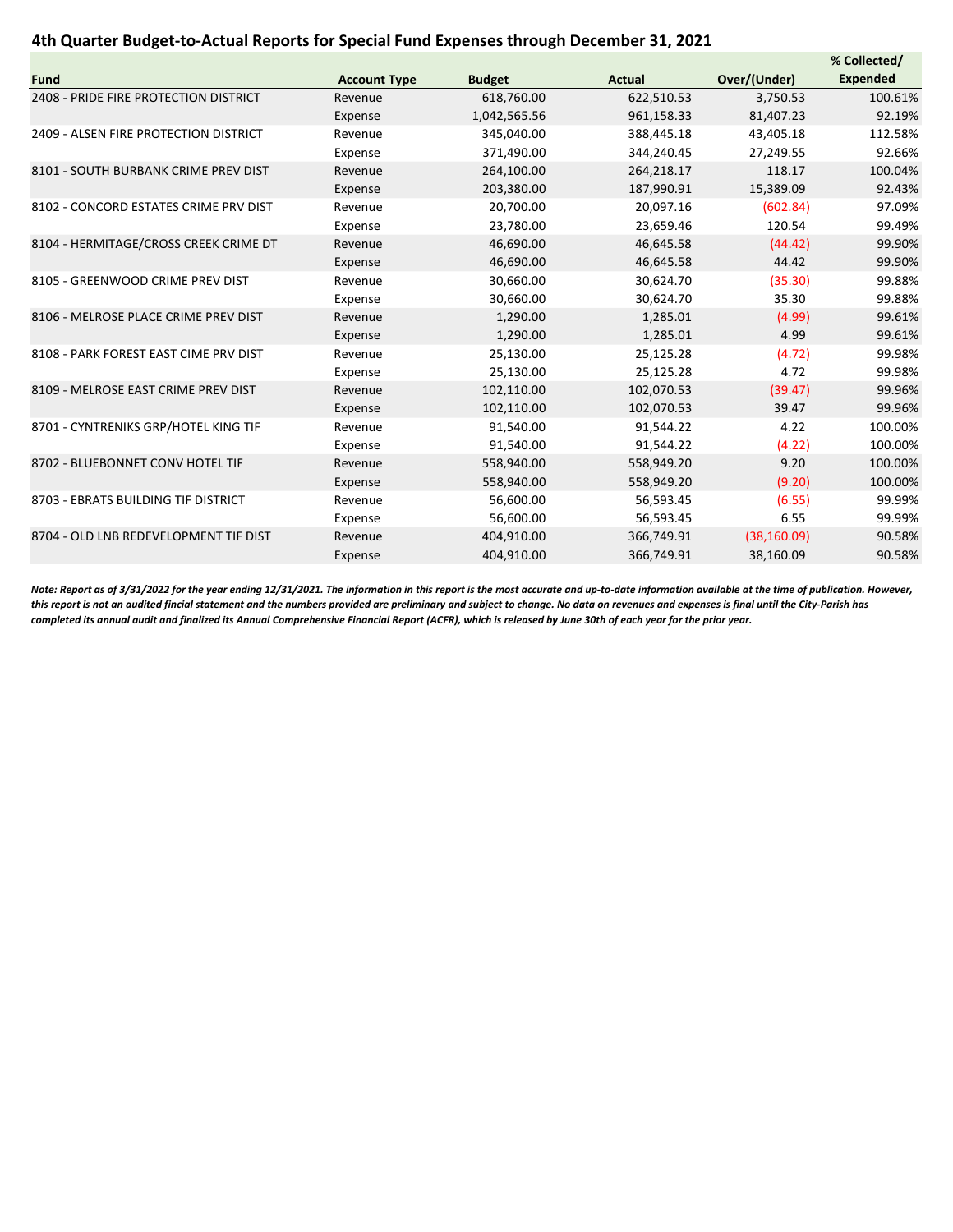## 4th Quarter Budget-to-Actual Reports for Special Fund Expenses through December 31, 2021

| Fund | Account Type | Budget | Actual | Over/(Under) | % Collected/ Expended |
|---|---|---|---|---|---|
| 2408 - PRIDE FIRE PROTECTION DISTRICT | Revenue | 618,760.00 | 622,510.53 | 3,750.53 | 100.61% |
| | Expense | 1,042,565.56 | 961,158.33 | 81,407.23 | 92.19% |
| 2409 - ALSEN FIRE PROTECTION DISTRICT | Revenue | 345,040.00 | 388,445.18 | 43,405.18 | 112.58% |
| | Expense | 371,490.00 | 344,240.45 | 27,249.55 | 92.66% |
| 8101 - SOUTH BURBANK CRIME PREV DIST | Revenue | 264,100.00 | 264,218.17 | 118.17 | 100.04% |
| | Expense | 203,380.00 | 187,990.91 | 15,389.09 | 92.43% |
| 8102 - CONCORD ESTATES CRIME PRV DIST | Revenue | 20,700.00 | 20,097.16 | (602.84) | 97.09% |
| | Expense | 23,780.00 | 23,659.46 | 120.54 | 99.49% |
| 8104 - HERMITAGE/CROSS CREEK CRIME DT | Revenue | 46,690.00 | 46,645.58 | (44.42) | 99.90% |
| | Expense | 46,690.00 | 46,645.58 | 44.42 | 99.90% |
| 8105 - GREENWOOD CRIME PREV DIST | Revenue | 30,660.00 | 30,624.70 | (35.30) | 99.88% |
| | Expense | 30,660.00 | 30,624.70 | 35.30 | 99.88% |
| 8106 - MELROSE PLACE CRIME PREV DIST | Revenue | 1,290.00 | 1,285.01 | (4.99) | 99.61% |
| | Expense | 1,290.00 | 1,285.01 | 4.99 | 99.61% |
| 8108 - PARK FOREST EAST CIME PRV DIST | Revenue | 25,130.00 | 25,125.28 | (4.72) | 99.98% |
| | Expense | 25,130.00 | 25,125.28 | 4.72 | 99.98% |
| 8109 - MELROSE EAST CRIME PREV DIST | Revenue | 102,110.00 | 102,070.53 | (39.47) | 99.96% |
| | Expense | 102,110.00 | 102,070.53 | 39.47 | 99.96% |
| 8701 - CYNTRENIKS GRP/HOTEL KING TIF | Revenue | 91,540.00 | 91,544.22 | 4.22 | 100.00% |
| | Expense | 91,540.00 | 91,544.22 | (4.22) | 100.00% |
| 8702 - BLUEBONNET CONV HOTEL TIF | Revenue | 558,940.00 | 558,949.20 | 9.20 | 100.00% |
| | Expense | 558,940.00 | 558,949.20 | (9.20) | 100.00% |
| 8703 - EBRATS BUILDING TIF DISTRICT | Revenue | 56,600.00 | 56,593.45 | (6.55) | 99.99% |
| | Expense | 56,600.00 | 56,593.45 | 6.55 | 99.99% |
| 8704 - OLD LNB REDEVELOPMENT TIF DIST | Revenue | 404,910.00 | 366,749.91 | (38,160.09) | 90.58% |
| | Expense | 404,910.00 | 366,749.91 | 38,160.09 | 90.58% |

***Note: Report as of 3/31/2022 for the year ending 12/31/2021. The information in this report is the most accurate and up-to-date information available at the time of publication. However, this report is not an audited fincial statement and the numbers provided are preliminary and subject to change. No data on revenues and expenses is final until the City-Parish has completed its annual audit and finalized its Annual Comprehensive Financial Report (ACFR), which is released by June 30th of each year for the prior year.***